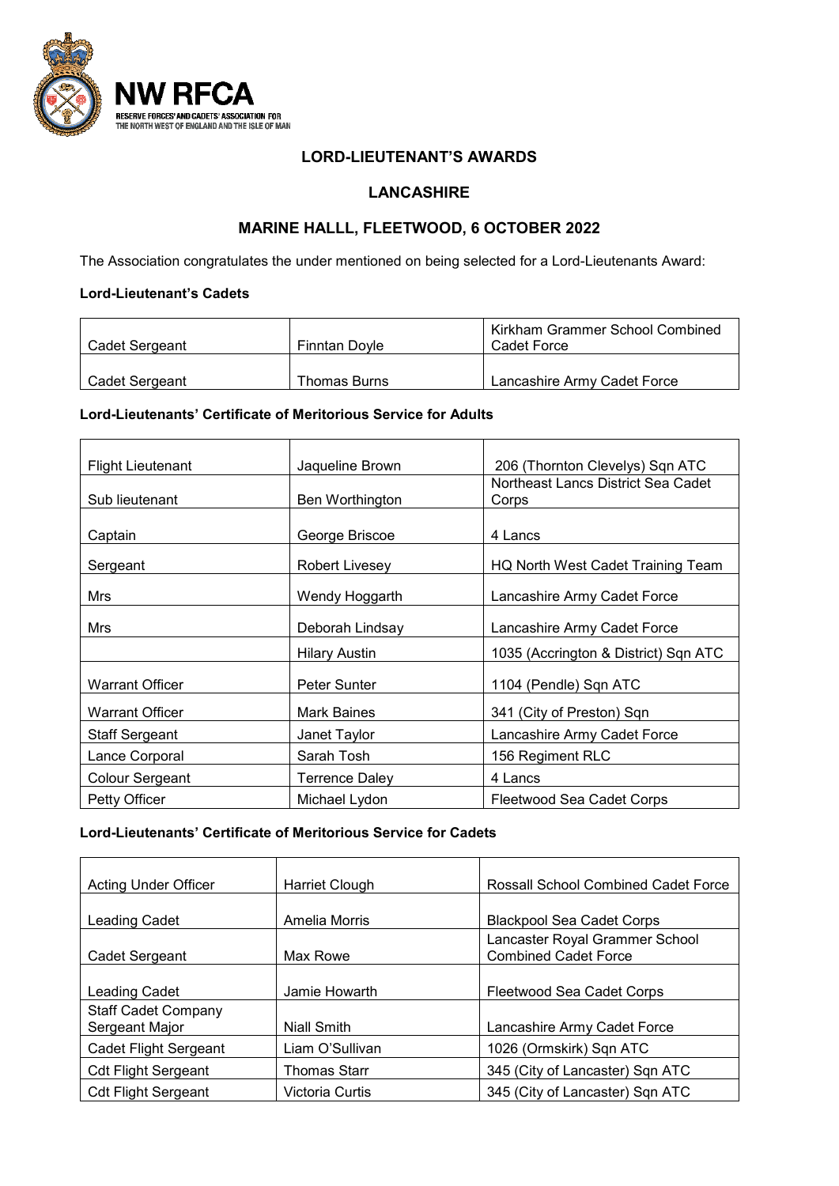NW RFCA
RESERVE FORCES' AND CADETS' ASSOCIATION FOR THE NORTH WEST OF ENGLAND AND THE ISLE OF MAN

# LORD-LIEUTENANT'S AWARDS

## LANCASHIRE

## MARINE HALLL, FLEETWOOD, 6 OCTOBER 2022

The Association congratulates the under mentioned on being selected for a Lord-Lieutenants Award:

**Lord-Lieutenant's Cadets**

| | | |
|---|---|---|
| Cadet Sergeant | Finntan Doyle | Kirkham Grammer School Combined Cadet Force |
| Cadet Sergeant | Thomas Burns | Lancashire Army Cadet Force |

**Lord-Lieutenants' Certificate of Meritorious Service for Adults**

| | | |
|---|---|---|
| Flight Lieutenant | Jaqueline Brown | 206 (Thornton Clevelys) Sqn ATC |
| Sub lieutenant | Ben Worthington | Northeast Lancs District Sea Cadet Corps |
| Captain | George Briscoe | 4 Lancs |
| Sergeant | Robert Livesey | HQ North West Cadet Training Team |
| Mrs | Wendy Hoggarth | Lancashire Army Cadet Force |
| Mrs | Deborah Lindsay | Lancashire Army Cadet Force |
| | Hilary Austin | 1035 (Accrington & District) Sqn ATC |
| Warrant Officer | Peter Sunter | 1104 (Pendle) Sqn ATC |
| Warrant Officer | Mark Baines | 341 (City of Preston) Sqn |
| Staff Sergeant | Janet Taylor | Lancashire Army Cadet Force |
| Lance Corporal | Sarah Tosh | 156 Regiment RLC |
| Colour Sergeant | Terrence Daley | 4 Lancs |
| Petty Officer | Michael Lydon | Fleetwood Sea Cadet Corps |

**Lord-Lieutenants' Certificate of Meritorious Service for Cadets**

| | | |
|---|---|---|
| Acting Under Officer | Harriet Clough | Rossall School Combined Cadet Force |
| Leading Cadet | Amelia Morris | Blackpool Sea Cadet Corps |
| Cadet Sergeant | Max Rowe | Lancaster Royal Grammer School Combined Cadet Force |
| Leading Cadet | Jamie Howarth | Fleetwood Sea Cadet Corps |
| Staff Cadet Company Sergeant Major | Niall Smith | Lancashire Army Cadet Force |
| Cadet Flight Sergeant | Liam O'Sullivan | 1026 (Ormskirk) Sqn ATC |
| Cdt Flight Sergeant | Thomas Starr | 345 (City of Lancaster) Sqn ATC |
| Cdt Flight Sergeant | Victoria Curtis | 345 (City of Lancaster) Sqn ATC |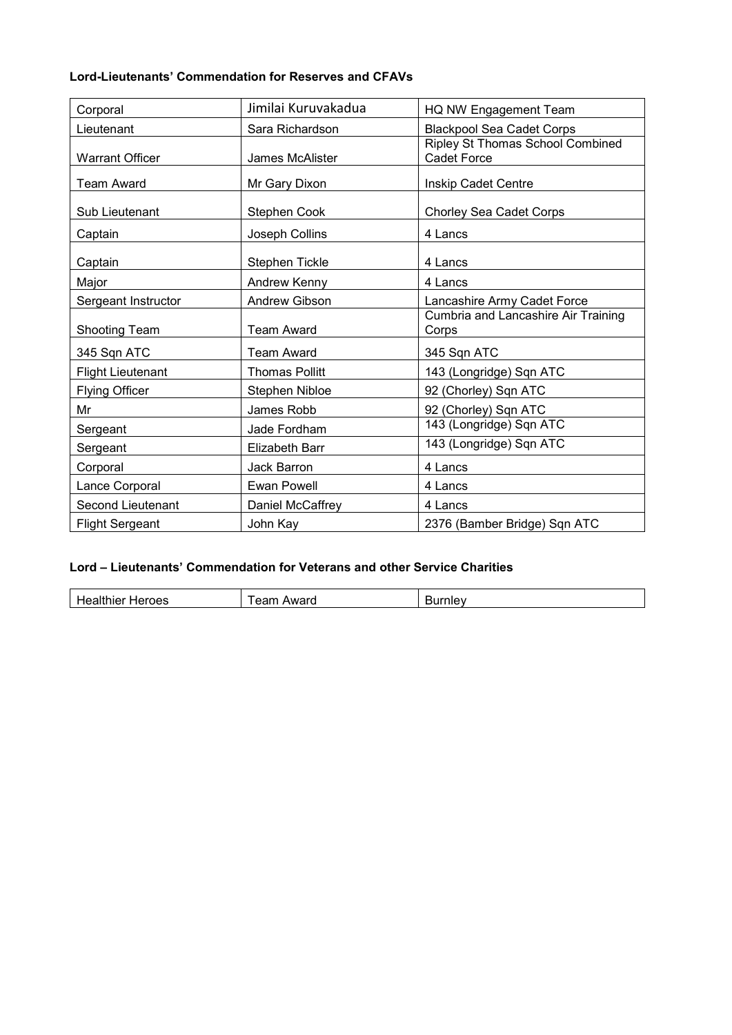**Lord-Lieutenants' Commendation for Reserves and CFAVs**

| | | |
|---|---|---|
| Corporal | Jimilai Kuruvakadua | HQ NW Engagement Team |
| Lieutenant | Sara Richardson | Blackpool Sea Cadet Corps |
| Warrant Officer | James McAlister | Ripley St Thomas School Combined Cadet Force |
| Team Award | Mr Gary Dixon | Inskip Cadet Centre |
| Sub Lieutenant | Stephen Cook | Chorley Sea Cadet Corps |
| Captain | Joseph Collins | 4 Lancs |
| Captain | Stephen Tickle | 4 Lancs |
| Major | Andrew Kenny | 4 Lancs |
| Sergeant Instructor | Andrew Gibson | Lancashire Army Cadet Force |
| Shooting Team | Team Award | Cumbria and Lancashire Air Training Corps |
| 345 Sqn ATC | Team Award | 345 Sqn ATC |
| Flight Lieutenant | Thomas Pollitt | 143 (Longridge) Sqn ATC |
| Flying Officer | Stephen Nibloe | 92 (Chorley) Sqn ATC |
| Mr | James Robb | 92 (Chorley) Sqn ATC |
| Sergeant | Jade Fordham | 143 (Longridge) Sqn ATC |
| Sergeant | Elizabeth Barr | 143 (Longridge) Sqn ATC |
| Corporal | Jack Barron | 4 Lancs |
| Lance Corporal | Ewan Powell | 4 Lancs |
| Second Lieutenant | Daniel McCaffrey | 4 Lancs |
| Flight Sergeant | John Kay | 2376 (Bamber Bridge) Sqn ATC |

**Lord – Lieutenants' Commendation for Veterans and other Service Charities**

| | | |
|---|---|---|
| Healthier Heroes | Team Award | Burnley |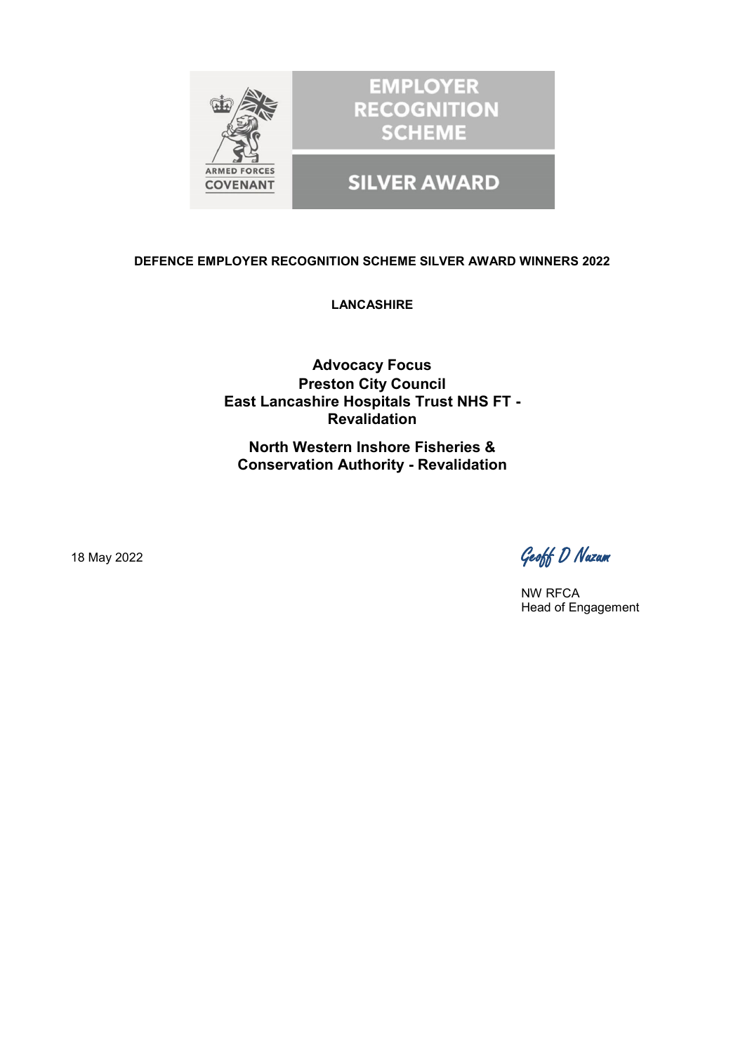EMPLOYER RECOGNITION SCHEME

ARMED FORCES COVENANT

SILVER AWARD

**DEFENCE EMPLOYER RECOGNITION SCHEME SILVER AWARD WINNERS 2022**

**LANCASHIRE**

**Advocacy Focus**
**Preston City Council**
**East Lancashire Hospitals Trust NHS FT - Revalidation**

**North Western Inshore Fisheries & Conservation Authority - Revalidation**

18 May 2022

*Geoff D Nazam*

NW RFCA
Head of Engagement